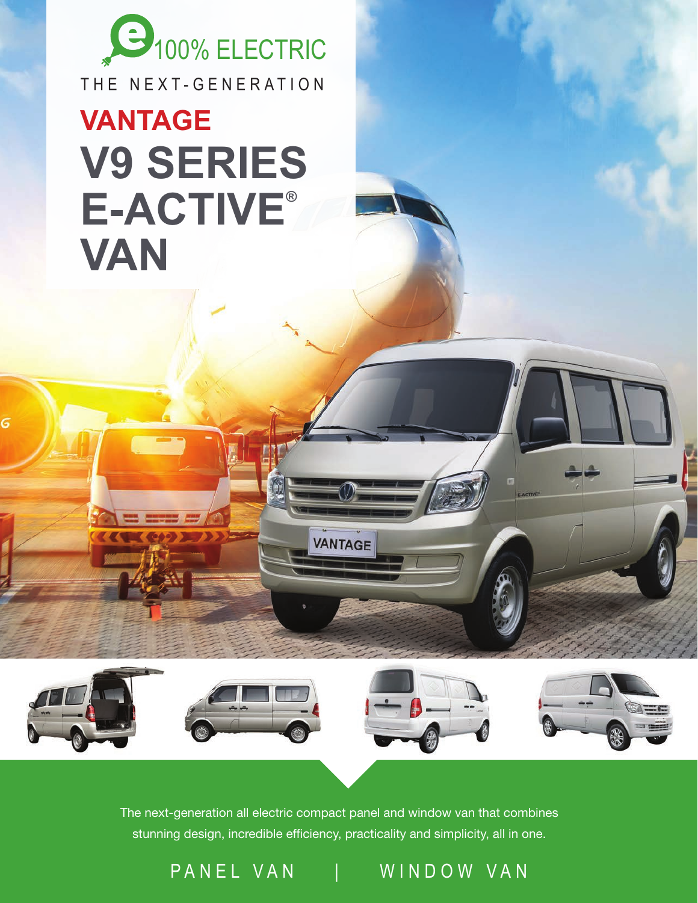100% ELECTRIC

THE NEXT-GENERATION

# VANTAGE V9 SERIES E-ACTIVE® VAN

The next-generation all electric compact panel and window van that combines stunning design, incredible efficiency, practicality and simplicity, all in one.

PANEL VAN | WINDOW VAN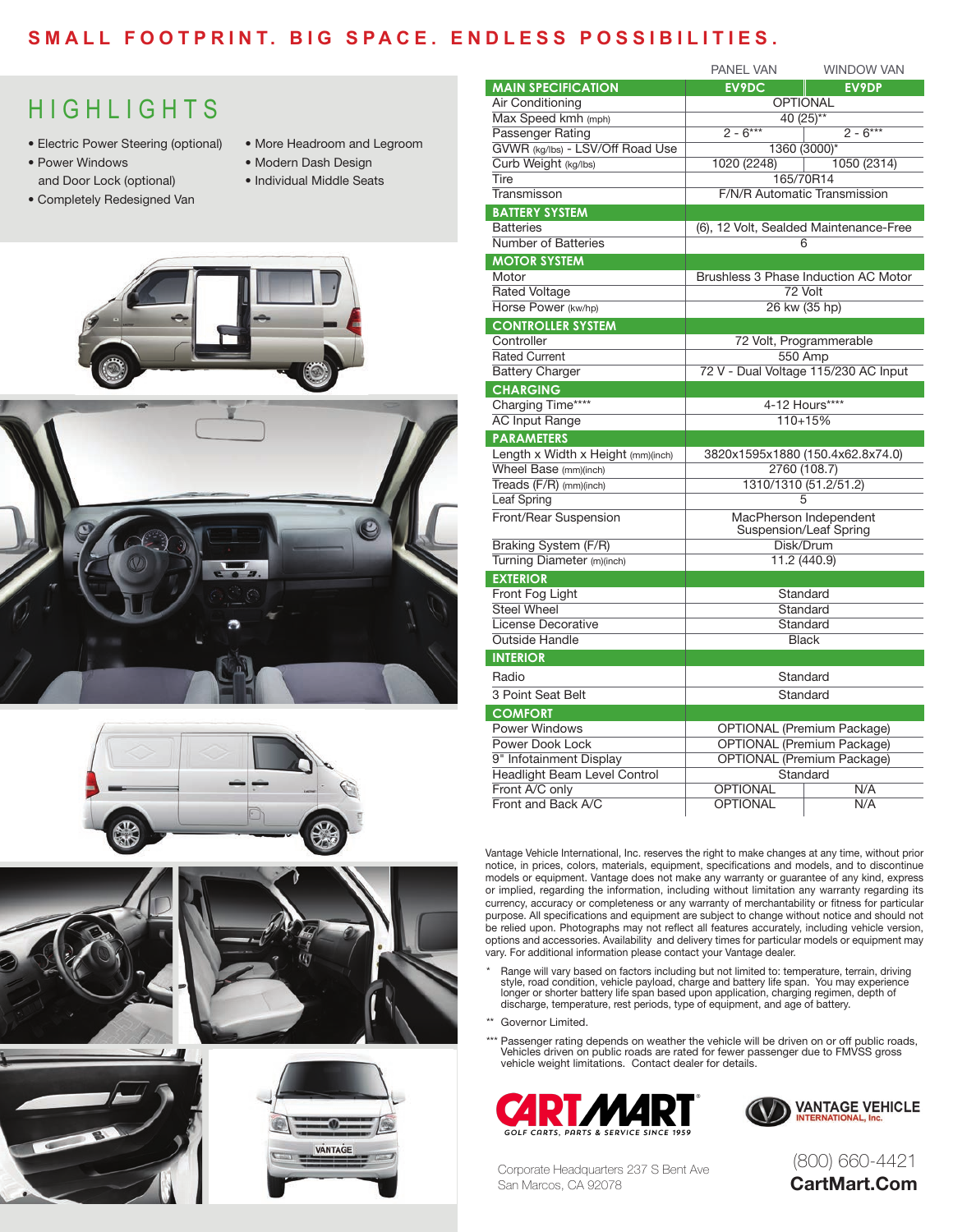**SMALL FOOTPRINT. BIG SPACE. ENDLESS POSSIBILITIES.**

# HIGHLIGHTS

- Electric Power Steering (optional)
- Power Windows and Door Lock (optional)
- Completely Redesigned Van
- More Headroom and Legroom
- Modern Dash Design
- Individual Middle Seats

| | PANEL VAN | WINDOW VAN |
|---|---|---|
| **MAIN SPECIFICATION** | **EV9DC** | **EV9DP** |
| Air Conditioning | OPTIONAL | |
| Max Speed kmh (mph) | 40 (25)** | |
| Passenger Rating | 2 - 6*** | 2 - 6*** |
| GVWR (kg/lbs) - LSV/Off Road Use | 1360 (3000)* | |
| Curb Weight (kg/lbs) | 1020 (2248) | 1050 (2314) |
| Tire | 165/70R14 | |
| Transmisson | F/N/R Automatic Transmission | |
| **BATTERY SYSTEM** | | |
| Batteries | (6), 12 Volt, Sealded Maintenance-Free | |
| Number of Batteries | 6 | |
| **MOTOR SYSTEM** | | |
| Motor | Brushless 3 Phase Induction AC Motor | |
| Rated Voltage | 72 Volt | |
| Horse Power (kw/hp) | 26 kw (35 hp) | |
| **CONTROLLER SYSTEM** | | |
| Controller | 72 Volt, Programmerable | |
| Rated Current | 550 Amp | |
| Battery Charger | 72 V - Dual Voltage 115/230 AC Input | |
| **CHARGING** | | |
| Charging Time**** | 4-12 Hours**** | |
| AC Input Range | 110+15% | |
| **PARAMETERS** | | |
| Length x Width x Height (mm)(inch) | 3820x1595x1880 (150.4x62.8x74.0) | |
| Wheel Base (mm)(inch) | 2760 (108.7) | |
| Treads (F/R) (mm)(inch) | 1310/1310 (51.2/51.2) | |
| Leaf Spring | 5 | |
| Front/Rear Suspension | MacPherson Independent Suspension/Leaf Spring | |
| Braking System (F/R) | Disk/Drum | |
| Turning Diameter (m)(inch) | 11.2 (440.9) | |
| **EXTERIOR** | | |
| Front Fog Light | Standard | |
| Steel Wheel | Standard | |
| License Decorative | Standard | |
| Outside Handle | Black | |
| **INTERIOR** | | |
| Radio | Standard | |
| 3 Point Seat Belt | Standard | |
| **COMFORT** | | |
| Power Windows | OPTIONAL (Premium Package) | |
| Power Dook Lock | OPTIONAL (Premium Package) | |
| 9" Infotainment Display | OPTIONAL (Premium Package) | |
| Headlight Beam Level Control | Standard | |
| Front A/C only | OPTIONAL | N/A |
| Front and Back A/C | OPTIONAL | N/A |

Vantage Vehicle International, Inc. reserves the right to make changes at any time, without prior notice, in prices, colors, materials, equipment, specifications and models, and to discontinue models or equipment. Vantage does not make any warranty or guarantee of any kind, express or implied, regarding the information, including without limitation any warranty regarding its currency, accuracy or completeness or any warranty of merchantability or fitness for particular purpose. All specifications and equipment are subject to change without notice and should not be relied upon. Photographs may not reflect all features accurately, including vehicle version, options and accessories. Availability and delivery times for particular models or equipment may vary. For additional information please contact your Vantage dealer.

\* Range will vary based on factors including but not limited to: temperature, terrain, driving style, road condition, vehicle payload, charge and battery life span. You may experience longer or shorter battery life span based upon application, charging regimen, depth of discharge, temperature, rest periods, type of equipment, and age of battery.

** Governor Limited.

*** Passenger rating depends on weather the vehicle will be driven on or off public roads, Vehicles driven on public roads are rated for fewer passenger due to FMVSS gross vehicle weight limitations. Contact dealer for details.

CARTMART® GOLF CARTS, PARTS & SERVICE SINCE 1959

VANTAGE VEHICLE INTERNATIONAL, Inc.

Corporate Headquarters 237 S Bent Ave
San Marcos, CA 92078

(800) 660-4421
**CartMart.Com**